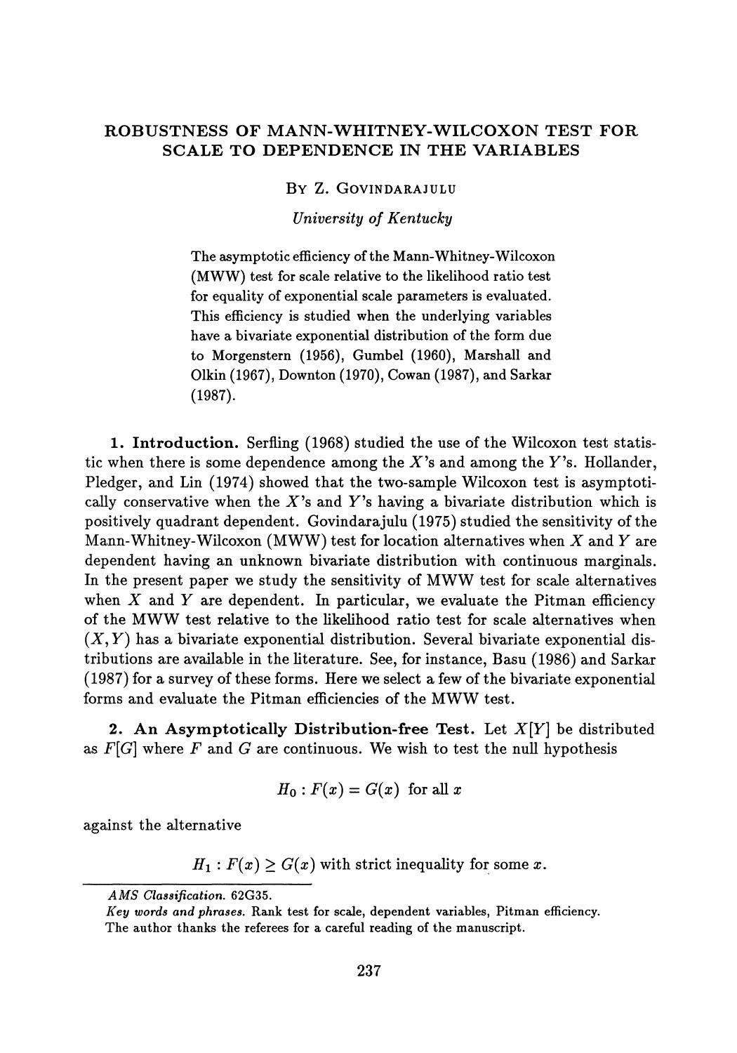# ROBUSTNESS OF MANN-WHITNEY-WILCOXON TEST FOR SCALE TO DEPENDENCE IN THE VARIABLES

By Z. Govindarajulu

*University of Kentucky*

The asymptotic efficiency of the Mann-Whitney-Wilcoxon (MWW) test for scale relative to the likelihood ratio test for equality of exponential scale parameters is evaluated. This efficiency is studied when the underlying variables have a bivariate exponential distribution of the form due to Morgenstern (1956), Gumbel (1960), Marshall and Olkin (1967), Downton (1970), Cowan (1987), and Sarkar (1987).

**1. Introduction.** Serfling (1968) studied the use of the Wilcoxon test statistic when there is some dependence among the $X$'s and among the $Y$'s. Hollander, Pledger, and Lin (1974) showed that the two-sample Wilcoxon test is asymptotically conservative when the $X$'s and $Y$'s having a bivariate distribution which is positively quadrant dependent. Govindarajulu (1975) studied the sensitivity of the Mann-Whitney-Wilcoxon (MWW) test for location alternatives when $X$ and $Y$ are dependent having an unknown bivariate distribution with continuous marginals. In the present paper we study the sensitivity of MWW test for scale alternatives when $X$ and $Y$ are dependent. In particular, we evaluate the Pitman efficiency of the MWW test relative to the likelihood ratio test for scale alternatives when $(X, Y)$ has a bivariate exponential distribution. Several bivariate exponential distributions are available in the literature. See, for instance, Basu (1986) and Sarkar (1987) for a survey of these forms. Here we select a few of the bivariate exponential forms and evaluate the Pitman efficiencies of the MWW test.

**2. An Asymptotically Distribution-free Test.** Let $X[Y]$ be distributed as $F[G]$ where $F$ and $G$ are continuous. We wish to test the null hypothesis

$$H_0 : F(x) = G(x) \text{ for all } x$$

against the alternative

$$H_1 : F(x) \geq G(x) \text{ with strict inequality for some } x.$$

---

*AMS Classification.* 62G35.

*Key words and phrases.* Rank test for scale, dependent variables, Pitman efficiency.

The author thanks the referees for a careful reading of the manuscript.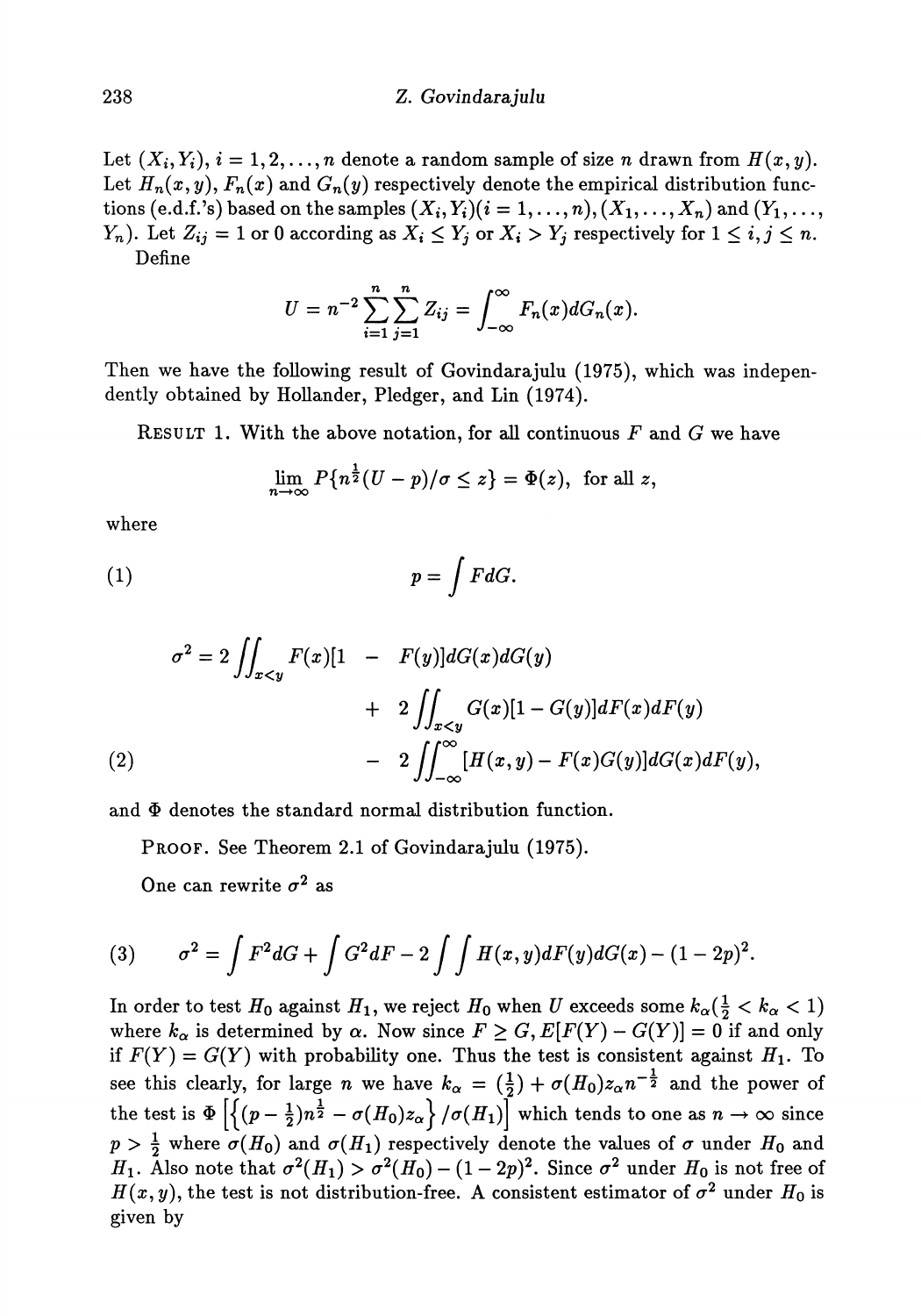Let $(X_i, Y_i)$, $i = 1, 2, \ldots, n$ denote a random sample of size $n$ drawn from $H(x, y)$. Let $H_n(x, y)$, $F_n(x)$ and $G_n(y)$ respectively denote the empirical distribution functions (e.d.f.'s) based on the samples $(X_i, Y_i)(i = 1, \ldots, n)$, $(X_1, \ldots, X_n)$ and $(Y_1, \ldots, Y_n)$. Let $Z_{ij} = 1$ or $0$ according as $X_i \leq Y_j$ or $X_i > Y_j$ respectively for $1 \leq i, j \leq n$.

Define

$$U = n^{-2} \sum_{i=1}^{n} \sum_{j=1}^{n} Z_{ij} = \int_{-\infty}^{\infty} F_n(x) dG_n(x).$$

Then we have the following result of Govindarajulu (1975), which was independently obtained by Hollander, Pledger, and Lin (1974).

RESULT 1. With the above notation, for all continuous $F$ and $G$ we have

$$\lim_{n \to \infty} P\{n^{\frac{1}{2}}(U - p)/\sigma \leq z\} = \Phi(z), \text{ for all } z,$$

where

$$p = \int F dG. \tag{1}$$

$$\begin{aligned}
\sigma^2 = 2 \iint_{x<y} F(x)[1 \quad &- \quad F(y)] dG(x) dG(y) \\
&+ \quad 2 \iint_{x<y} G(x)[1 - G(y)] dF(x) dF(y) \\
&- \quad 2 \iint_{-\infty}^{\infty} [H(x, y) - F(x)G(y)] dG(x) dF(y),
\end{aligned} \tag{2}$$

and $\Phi$ denotes the standard normal distribution function.

PROOF. See Theorem 2.1 of Govindarajulu (1975).

One can rewrite $\sigma^2$ as

$$\sigma^2 = \int F^2 dG + \int G^2 dF - 2 \int \int H(x, y) dF(y) dG(x) - (1 - 2p)^2. \tag{3}$$

In order to test $H_0$ against $H_1$, we reject $H_0$ when $U$ exceeds some $k_\alpha (\frac{1}{2} < k_\alpha < 1)$ where $k_\alpha$ is determined by $\alpha$. Now since $F \geq G$, $E[F(Y) - G(Y)] = 0$ if and only if $F(Y) = G(Y)$ with probability one. Thus the test is consistent against $H_1$. To see this clearly, for large $n$ we have $k_\alpha = (\frac{1}{2}) + \sigma(H_0) z_\alpha n^{-\frac{1}{2}}$ and the power of the test is $\Phi\left[\left\{(p - \frac{1}{2})n^{\frac{1}{2}} - \sigma(H_0) z_\alpha\right\} / \sigma(H_1)\right]$ which tends to one as $n \to \infty$ since $p > \frac{1}{2}$ where $\sigma(H_0)$ and $\sigma(H_1)$ respectively denote the values of $\sigma$ under $H_0$ and $H_1$. Also note that $\sigma^2(H_1) > \sigma^2(H_0) - (1 - 2p)^2$. Since $\sigma^2$ under $H_0$ is not free of $H(x, y)$, the test is not distribution-free. A consistent estimator of $\sigma^2$ under $H_0$ is given by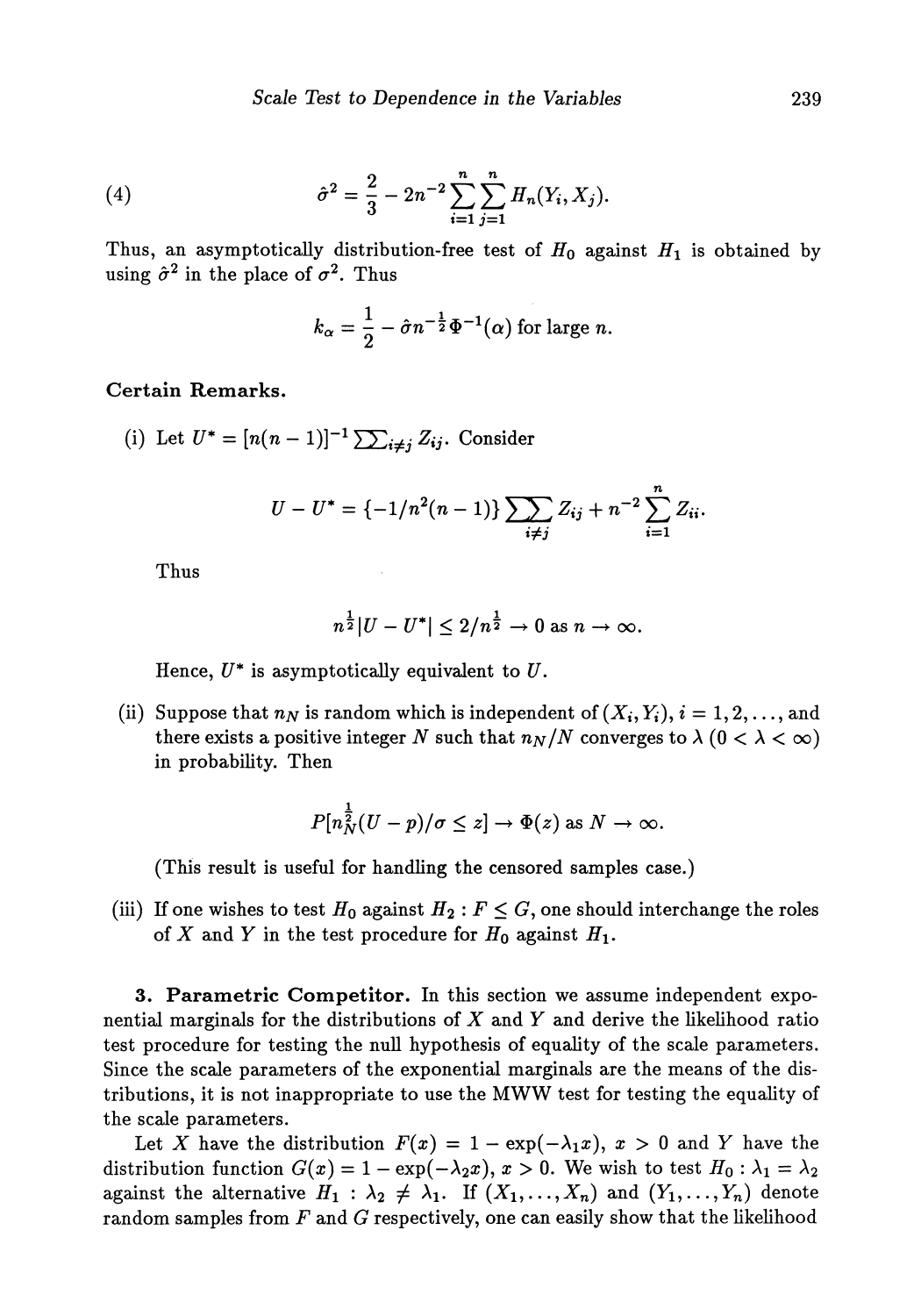$$(4) \qquad \hat{\sigma}^2 = \frac{2}{3} - 2n^{-2} \sum_{i=1}^{n} \sum_{j=1}^{n} H_n(Y_i, X_j).$$

Thus, an asymptotically distribution-free test of $H_0$ against $H_1$ is obtained by using $\hat{\sigma}^2$ in the place of $\sigma^2$. Thus

$$k_\alpha = \frac{1}{2} - \hat{\sigma} n^{-\frac{1}{2}} \Phi^{-1}(\alpha) \text{ for large } n.$$

**Certain Remarks.**

(i) Let $U^* = [n(n-1)]^{-1} \sum\sum_{i \neq j} Z_{ij}$. Consider

$$U - U^* = \{-1/n^2(n-1)\} \sum_{i \neq j}\sum Z_{ij} + n^{-2} \sum_{i=1}^{n} Z_{ii}.$$

Thus

$$n^{\frac{1}{2}} |U - U^*| \leq 2/n^{\frac{1}{2}} \to 0 \text{ as } n \to \infty.$$

Hence, $U^*$ is asymptotically equivalent to $U$.

(ii) Suppose that $n_N$ is random which is independent of $(X_i, Y_i)$, $i = 1, 2, \ldots$, and there exists a positive integer $N$ such that $n_N/N$ converges to $\lambda$ $(0 < \lambda < \infty)$ in probability. Then

$$P[n_N^{\frac{1}{2}}(U - p)/\sigma \leq z] \to \Phi(z) \text{ as } N \to \infty.$$

(This result is useful for handling the censored samples case.)

(iii) If one wishes to test $H_0$ against $H_2 : F \leq G$, one should interchange the roles of $X$ and $Y$ in the test procedure for $H_0$ against $H_1$.

**3. Parametric Competitor.** In this section we assume independent exponential marginals for the distributions of $X$ and $Y$ and derive the likelihood ratio test procedure for testing the null hypothesis of equality of the scale parameters. Since the scale parameters of the exponential marginals are the means of the distributions, it is not inappropriate to use the MWW test for testing the equality of the scale parameters.

Let $X$ have the distribution $F(x) = 1 - \exp(-\lambda_1 x)$, $x > 0$ and $Y$ have the distribution function $G(x) = 1 - \exp(-\lambda_2 x)$, $x > 0$. We wish to test $H_0 : \lambda_1 = \lambda_2$ against the alternative $H_1 : \lambda_2 \neq \lambda_1$. If $(X_1, \ldots, X_n)$ and $(Y_1, \ldots, Y_n)$ denote random samples from $F$ and $G$ respectively, one can easily show that the likelihood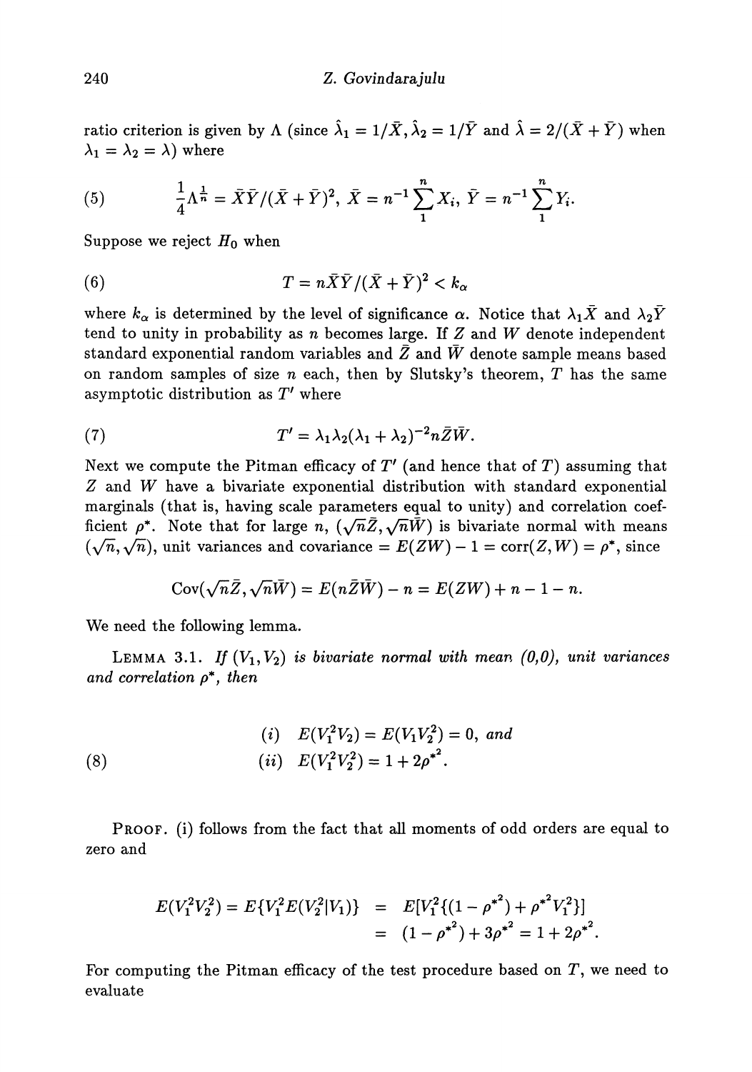ratio criterion is given by $\Lambda$ (since $\hat{\lambda}_1 = 1/\bar{X}, \hat{\lambda}_2 = 1/\bar{Y}$ and $\hat{\lambda} = 2/(\bar{X}+\bar{Y})$ when $\lambda_1 = \lambda_2 = \lambda$) where

$$
(5) \qquad \frac{1}{4}\Lambda^{\frac{1}{n}} = \bar{X}\bar{Y}/(\bar{X}+\bar{Y})^2, \; \bar{X} = n^{-1}\sum_1^n X_i, \; \bar{Y} = n^{-1}\sum_1^n Y_i.
$$

Suppose we reject $H_0$ when

$$
(6) \qquad T = n\bar{X}\bar{Y}/(\bar{X}+\bar{Y})^2 < k_\alpha
$$

where $k_\alpha$ is determined by the level of significance $\alpha$. Notice that $\lambda_1\bar{X}$ and $\lambda_2\bar{Y}$ tend to unity in probability as $n$ becomes large. If $Z$ and $W$ denote independent standard exponential random variables and $\bar{Z}$ and $\bar{W}$ denote sample means based on random samples of size $n$ each, then by Slutsky's theorem, $T$ has the same asymptotic distribution as $T'$ where

$$
(7) \qquad T' = \lambda_1\lambda_2(\lambda_1+\lambda_2)^{-2}n\bar{Z}\bar{W}.
$$

Next we compute the Pitman efficacy of $T'$ (and hence that of $T$) assuming that $Z$ and $W$ have a bivariate exponential distribution with standard exponential marginals (that is, having scale parameters equal to unity) and correlation coefficient $\rho^*$. Note that for large $n$, $(\sqrt{n}\bar{Z}, \sqrt{n}\bar{W})$ is bivariate normal with means $(\sqrt{n}, \sqrt{n})$, unit variances and covariance $= E(ZW) - 1 = \text{corr}(Z, W) = \rho^*$, since

$$
\text{Cov}(\sqrt{n}\bar{Z}, \sqrt{n}\bar{W}) = E(n\bar{Z}\bar{W}) - n = E(ZW) + n - 1 - n.
$$

We need the following lemma.

LEMMA 3.1. *If $(V_1, V_2)$ is bivariate normal with mean (0,0), unit variances and correlation $\rho^*$, then*

$$
(8) \qquad \begin{aligned} &(i) \;\; E(V_1^2V_2) = E(V_1V_2^2) = 0, \text{ and} \\ &(ii) \;\; E(V_1^2V_2^2) = 1 + 2\rho^{*2}. \end{aligned}
$$

PROOF. (i) follows from the fact that all moments of odd orders are equal to zero and

$$
\begin{aligned} E(V_1^2V_2^2) = E\{V_1^2E(V_2^2|V_1)\} &= E[V_1^2\{(1-\rho^{*2}) + \rho^{*2}V_1^2\}] \\ &= (1-\rho^{*2}) + 3\rho^{*2} = 1 + 2\rho^{*2}. \end{aligned}
$$

For computing the Pitman efficacy of the test procedure based on $T$, we need to evaluate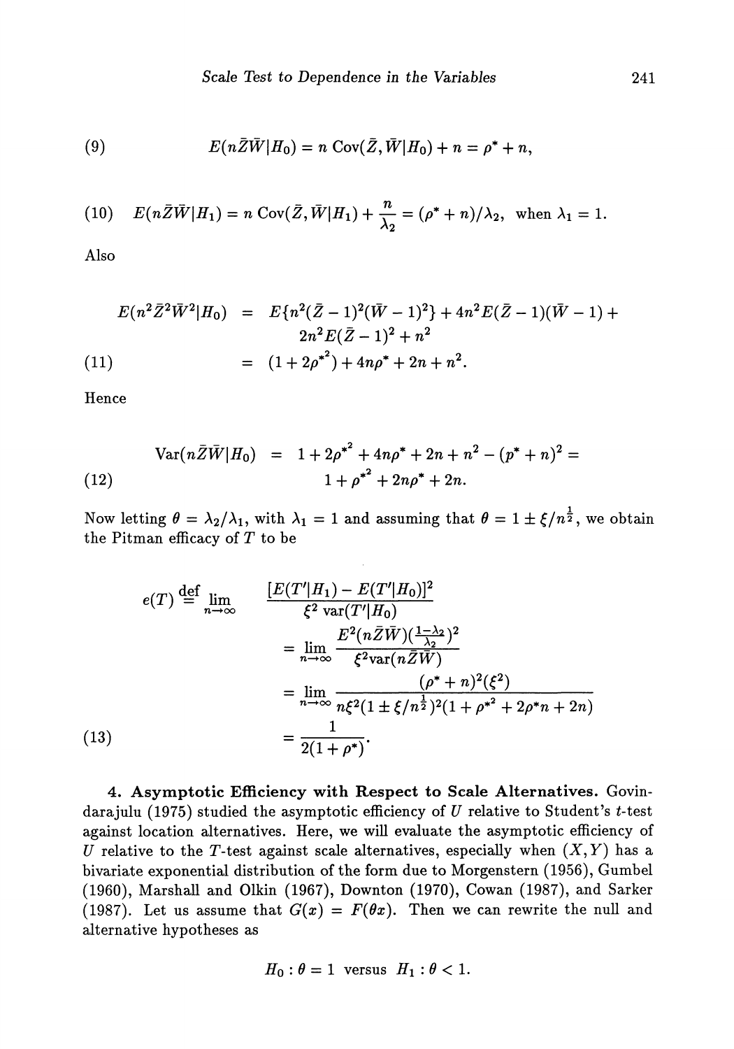$$E(n\bar{Z}\bar{W}|H_0) = n\ \text{Cov}(\bar{Z}, \bar{W}|H_0) + n = \rho^* + n, \tag{9}$$

$$E(n\bar{Z}\bar{W}|H_1) = n\ \text{Cov}(\bar{Z}, \bar{W}|H_1) + \frac{n}{\lambda_2} = (\rho^* + n)/\lambda_2, \text{ when } \lambda_1 = 1. \tag{10}$$

Also

$$\begin{aligned} E(n^2\bar{Z}^2\bar{W}^2|H_0) &= E\{n^2(\bar{Z}-1)^2(\bar{W}-1)^2\} + 4n^2E(\bar{Z}-1)(\bar{W}-1) + \\ &\quad 2n^2E(\bar{Z}-1)^2 + n^2 \\ &= (1 + 2\rho^{*^2}) + 4n\rho^* + 2n + n^2. \end{aligned} \tag{11}$$

Hence

$$\begin{aligned} \text{Var}(n\bar{Z}\bar{W}|H_0) &= 1 + 2\rho^{*^2} + 4n\rho^* + 2n + n^2 - (p^* + n)^2 = \\ &\quad 1 + \rho^{*^2} + 2n\rho^* + 2n. \end{aligned} \tag{12}$$

Now letting $\theta = \lambda_2/\lambda_1$, with $\lambda_1 = 1$ and assuming that $\theta = 1 \pm \xi/n^{\frac{1}{2}}$, we obtain the Pitman efficacy of $T$ to be

$$\begin{aligned} e(T) \stackrel{\text{def}}{=} \lim_{n\to\infty} &\quad \frac{[E(T'|H_1) - E(T'|H_0)]^2}{\xi^2\ \text{var}(T'|H_0)} \\ &= \lim_{n\to\infty} \frac{E^2(n\bar{Z}\bar{W})(\frac{1-\lambda_2}{\lambda_2})^2}{\xi^2\text{var}(n\bar{Z}\bar{W})} \\ &= \lim_{n\to\infty} \frac{(\rho^* + n)^2(\xi^2)}{n\xi^2(1 \pm \xi/n^{\frac{1}{2}})^2(1 + \rho^{*^2} + 2\rho^* n + 2n)} \\ &= \frac{1}{2(1+\rho^*)}. \end{aligned} \tag{13}$$

**4. Asymptotic Efficiency with Respect to Scale Alternatives.** Govindarajulu (1975) studied the asymptotic efficiency of $U$ relative to Student's $t$-test against location alternatives. Here, we will evaluate the asymptotic efficiency of $U$ relative to the $T$-test against scale alternatives, especially when $(X, Y)$ has a bivariate exponential distribution of the form due to Morgenstern (1956), Gumbel (1960), Marshall and Olkin (1967), Downton (1970), Cowan (1987), and Sarker (1987). Let us assume that $G(x) = F(\theta x)$. Then we can rewrite the null and alternative hypotheses as

$$H_0 : \theta = 1 \text{ versus } H_1 : \theta < 1.$$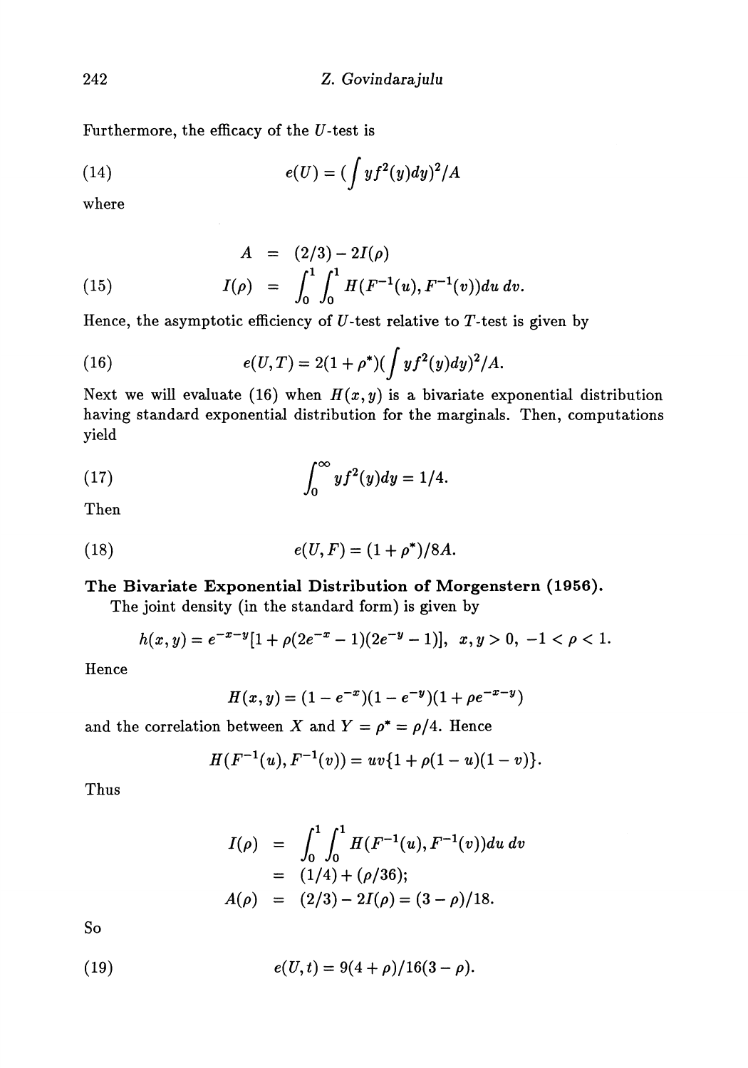Furthermore, the efficacy of the $U$-test is

$$e(U) = (\int yf^2(y)dy)^2/A \tag{14}$$

where

$$\begin{aligned} A &= (2/3) - 2I(\rho) \\ I(\rho) &= \int_0^1 \int_0^1 H(F^{-1}(u), F^{-1}(v))du\, dv. \end{aligned} \tag{15}$$

Hence, the asymptotic efficiency of $U$-test relative to $T$-test is given by

$$e(U, T) = 2(1 + \rho^*)(\int yf^2(y)dy)^2/A. \tag{16}$$

Next we will evaluate (16) when $H(x, y)$ is a bivariate exponential distribution having standard exponential distribution for the marginals. Then, computations yield

$$\int_0^\infty yf^2(y)dy = 1/4. \tag{17}$$

Then

$$e(U, F) = (1 + \rho^*)/8A. \tag{18}$$

**The Bivariate Exponential Distribution of Morgenstern (1956).**

The joint density (in the standard form) is given by

$$h(x, y) = e^{-x-y}[1 + \rho(2e^{-x} - 1)(2e^{-y} - 1)], \ \ x, y > 0, \ -1 < \rho < 1.$$

Hence

$$H(x, y) = (1 - e^{-x})(1 - e^{-y})(1 + \rho e^{-x-y})$$

and the correlation between $X$ and $Y = \rho^* = \rho/4$. Hence

$$H(F^{-1}(u), F^{-1}(v)) = uv\{1 + \rho(1 - u)(1 - v)\}.$$

Thus

$$\begin{aligned} I(\rho) &= \int_0^1 \int_0^1 H(F^{-1}(u), F^{-1}(v))du\, dv \\ &= (1/4) + (\rho/36); \\ A(\rho) &= (2/3) - 2I(\rho) = (3 - \rho)/18. \end{aligned}$$

So

$$e(U, t) = 9(4 + \rho)/16(3 - \rho). \tag{19}$$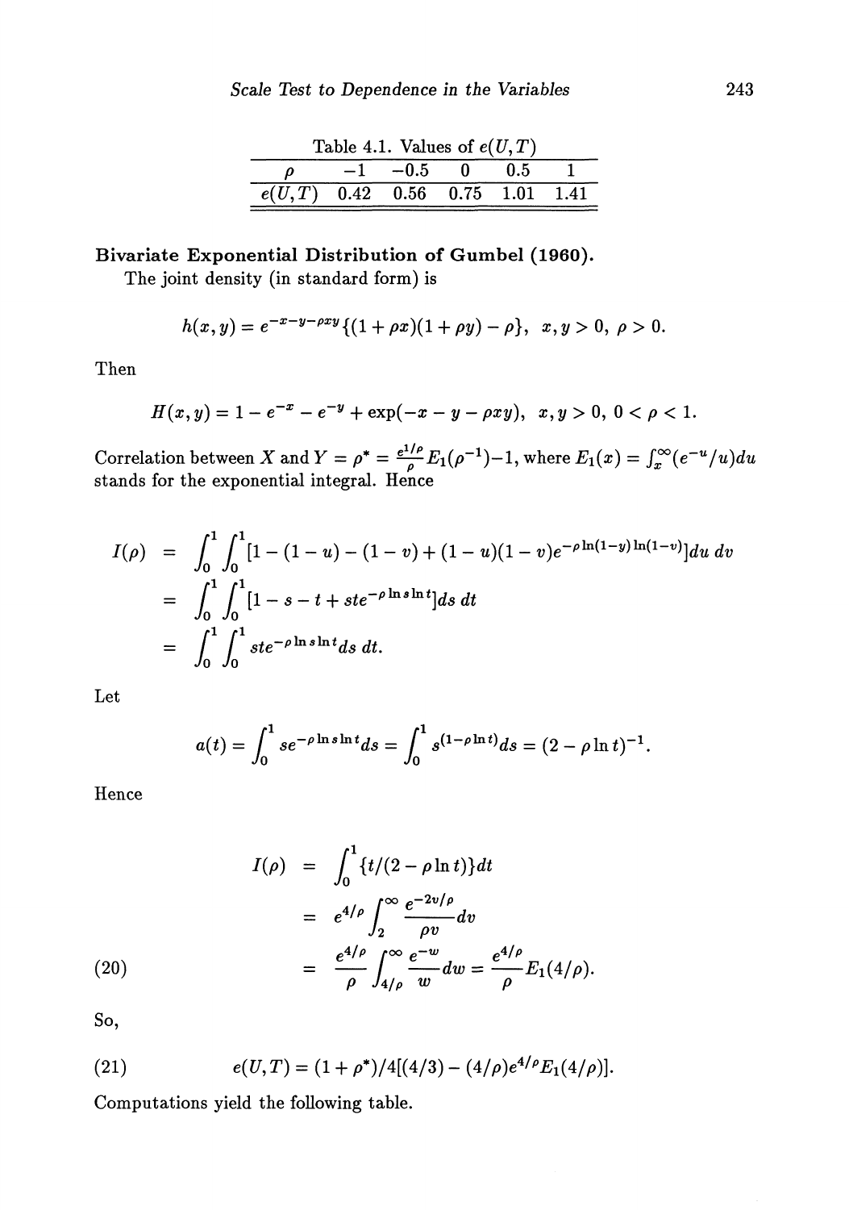Table 4.1. Values of $e(U,T)$

| $\rho$ | $-1$ | $-0.5$ | $0$ | $0.5$ | $1$ |
|---|---|---|---|---|---|
| $e(U,T)$ | 0.42 | 0.56 | 0.75 | 1.01 | 1.41 |

**Bivariate Exponential Distribution of Gumbel (1960).**

The joint density (in standard form) is

$$h(x,y) = e^{-x-y-\rho xy}\{(1+\rho x)(1+\rho y) - \rho\}, \;\; x,y > 0, \; \rho > 0.$$

Then

$$H(x,y) = 1 - e^{-x} - e^{-y} + \exp(-x-y-\rho xy), \;\; x,y > 0, \; 0 < \rho < 1.$$

Correlation between $X$ and $Y = \rho^* = \frac{e^{1/\rho}}{\rho}E_1(\rho^{-1}) - 1$, where $E_1(x) = \int_x^\infty (e^{-u}/u)du$ stands for the exponential integral. Hence

$$\begin{aligned} I(\rho) &= \int_0^1\int_0^1 [1-(1-u)-(1-v)+(1-u)(1-v)e^{-\rho\ln(1-y)\ln(1-v)}]du\,dv \\ &= \int_0^1\int_0^1 [1-s-t+ste^{-\rho\ln s\ln t}]ds\,dt \\ &= \int_0^1\int_0^1 ste^{-\rho\ln s\ln t}ds\,dt. \end{aligned}$$

Let

$$a(t) = \int_0^1 se^{-\rho\ln s\ln t}ds = \int_0^1 s^{(1-\rho\ln t)}ds = (2-\rho\ln t)^{-1}.$$

Hence

$$\begin{aligned} I(\rho) &= \int_0^1 \{t/(2-\rho\ln t)\}dt \\ &= e^{4/\rho}\int_2^\infty \frac{e^{-2v/\rho}}{\rho v}dv \\ &= \frac{e^{4/\rho}}{\rho}\int_{4/\rho}^\infty \frac{e^{-w}}{w}dw = \frac{e^{4/\rho}}{\rho}E_1(4/\rho). \end{aligned} \tag{20}$$

So,

$$e(U,T) = (1+\rho^*)/4[(4/3) - (4/\rho)e^{4/\rho}E_1(4/\rho)]. \tag{21}$$

Computations yield the following table.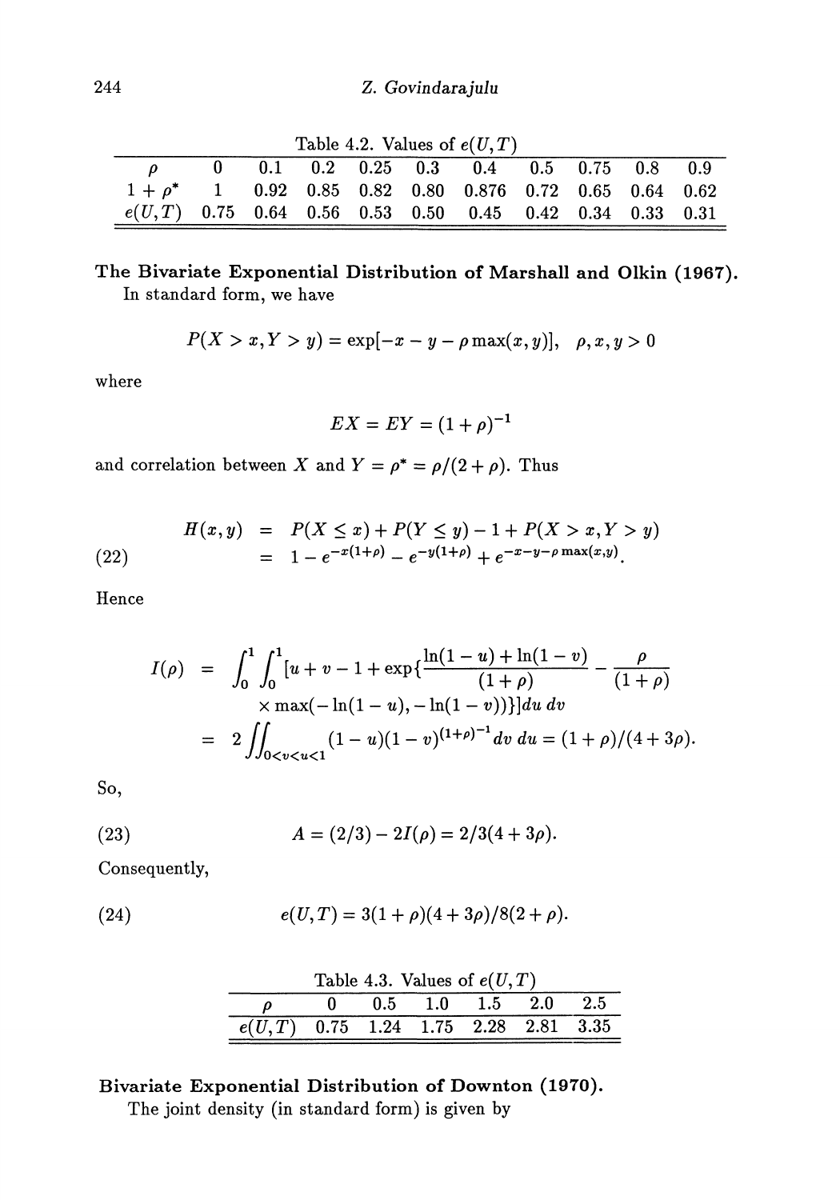Table 4.2. Values of $e(U,T)$

| $\rho$ | 0 | 0.1 | 0.2 | 0.25 | 0.3 | 0.4 | 0.5 | 0.75 | 0.8 | 0.9 |
|---|---|---|---|---|---|---|---|---|---|---|
| $1+\rho^*$ | 1 | 0.92 | 0.85 | 0.82 | 0.80 | 0.876 | 0.72 | 0.65 | 0.64 | 0.62 |
| $e(U,T)$ | 0.75 | 0.64 | 0.56 | 0.53 | 0.50 | 0.45 | 0.42 | 0.34 | 0.33 | 0.31 |

**The Bivariate Exponential Distribution of Marshall and Olkin (1967).** In standard form, we have

$$P(X > x, Y > y) = \exp[-x - y - \rho \max(x,y)], \quad \rho, x, y > 0$$

where

$$EX = EY = (1+\rho)^{-1}$$

and correlation between $X$ and $Y = \rho^* = \rho/(2+\rho)$. Thus

$$\begin{aligned} H(x,y) &= P(X \le x) + P(Y \le y) - 1 + P(X > x, Y > y) \\ &= 1 - e^{-x(1+\rho)} - e^{-y(1+\rho)} + e^{-x-y-\rho\max(x,y)}. \end{aligned} \tag{22}$$

Hence

$$\begin{aligned} I(\rho) &= \int_0^1 \int_0^1 [u + v - 1 + \exp\{\frac{\ln(1-u) + \ln(1-v)}{(1+\rho)} - \frac{\rho}{(1+\rho)} \\ &\quad \times \max(-\ln(1-u), -\ln(1-v))\}] du\, dv \\ &= 2 \iint_{0<v<u<1} (1-u)(1-v)^{(1+\rho)^{-1}} dv\, du = (1+\rho)/(4+3\rho). \end{aligned}$$

So,

$$A = (2/3) - 2I(\rho) = 2/3(4+3\rho). \tag{23}$$

Consequently,

$$e(U,T) = 3(1+\rho)(4+3\rho)/8(2+\rho). \tag{24}$$

Table 4.3. Values of $e(U,T)$

| $\rho$ | 0 | 0.5 | 1.0 | 1.5 | 2.0 | 2.5 |
|---|---|---|---|---|---|---|
| $e(U,T)$ | 0.75 | 1.24 | 1.75 | 2.28 | 2.81 | 3.35 |

**Bivariate Exponential Distribution of Downton (1970).** The joint density (in standard form) is given by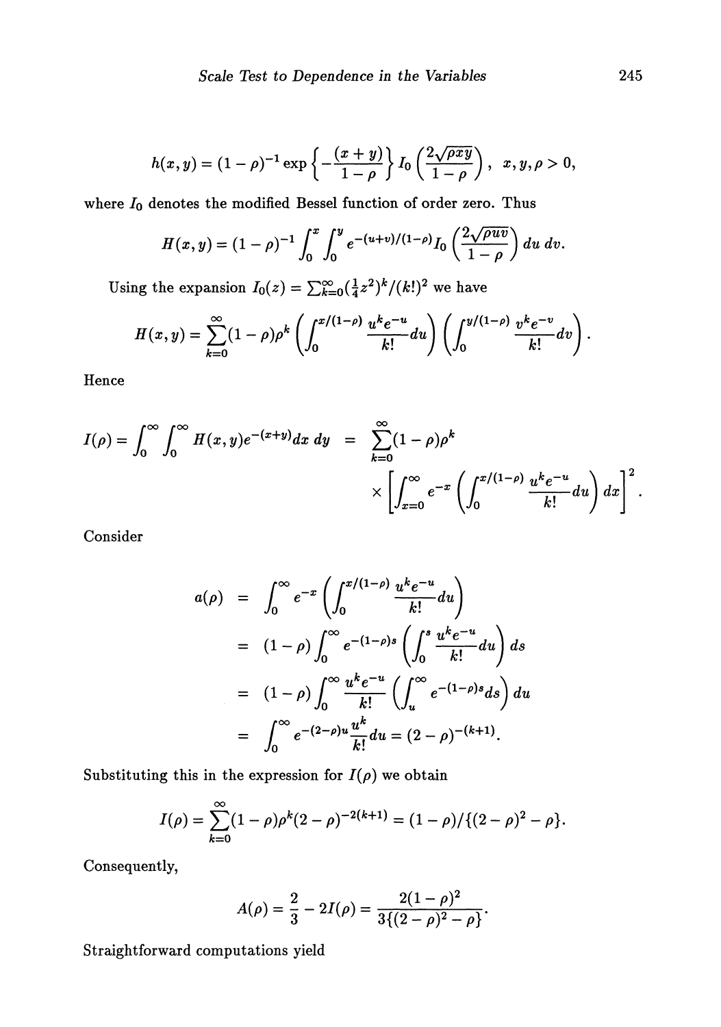$$h(x,y) = (1-\rho)^{-1} \exp\left\{-\frac{(x+y)}{1-\rho}\right\} I_0\left(\frac{2\sqrt{\rho x y}}{1-\rho}\right), \quad x, y, \rho > 0,$$

where $I_0$ denotes the modified Bessel function of order zero. Thus

$$H(x,y) = (1-\rho)^{-1} \int_0^x \int_0^y e^{-(u+v)/(1-\rho)} I_0\left(\frac{2\sqrt{\rho u v}}{1-\rho}\right) du\, dv.$$

Using the expansion $I_0(z) = \sum_{k=0}^{\infty} (\frac{1}{4}z^2)^k/(k!)^2$ we have

$$H(x,y) = \sum_{k=0}^{\infty} (1-\rho)\rho^k \left(\int_0^{x/(1-\rho)} \frac{u^k e^{-u}}{k!} du\right)\left(\int_0^{y/(1-\rho)} \frac{v^k e^{-v}}{k!} dv\right).$$

Hence

$$\begin{aligned} I(\rho) = \int_0^\infty \int_0^\infty H(x,y) e^{-(x+y)} dx\, dy &= \sum_{k=0}^{\infty} (1-\rho)\rho^k \\ &\quad \times \left[\int_{x=0}^{\infty} e^{-x} \left(\int_0^{x/(1-\rho)} \frac{u^k e^{-u}}{k!} du\right) dx\right]^2. \end{aligned}$$

Consider

$$\begin{aligned} a(\rho) &= \int_0^\infty e^{-x} \left(\int_0^{x/(1-\rho)} \frac{u^k e^{-u}}{k!} du\right) \\ &= (1-\rho) \int_0^\infty e^{-(1-\rho)s} \left(\int_0^s \frac{u^k e^{-u}}{k!} du\right) ds \\ &= (1-\rho) \int_0^\infty \frac{u^k e^{-u}}{k!} \left(\int_u^\infty e^{-(1-\rho)s} ds\right) du \\ &= \int_0^\infty e^{-(2-\rho)u} \frac{u^k}{k!} du = (2-\rho)^{-(k+1)}. \end{aligned}$$

Substituting this in the expression for $I(\rho)$ we obtain

$$I(\rho) = \sum_{k=0}^{\infty} (1-\rho)\rho^k (2-\rho)^{-2(k+1)} = (1-\rho)/\{(2-\rho)^2 - \rho\}.$$

Consequently,

$$A(\rho) = \frac{2}{3} - 2I(\rho) = \frac{2(1-\rho)^2}{3\{(2-\rho)^2 - \rho\}}.$$

Straightforward computations yield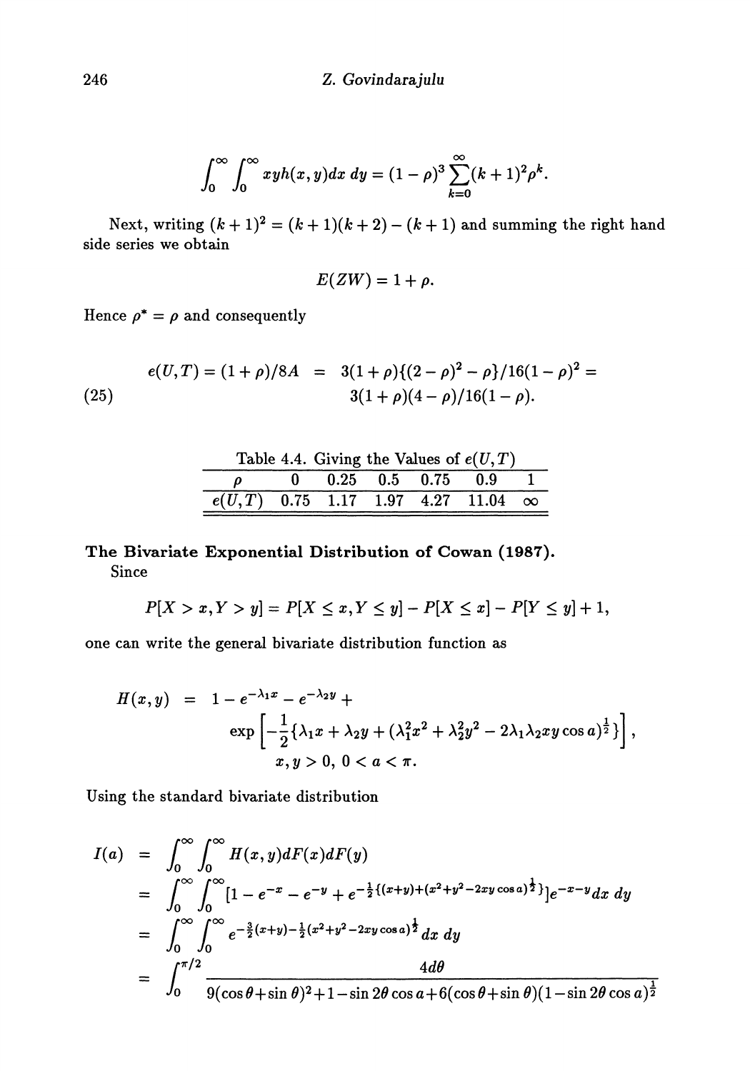$$\int_0^\infty \int_0^\infty xyh(x,y)dx\,dy = (1-\rho)^3 \sum_{k=0}^{\infty}(k+1)^2\rho^k.$$

Next, writing $(k+1)^2 = (k+1)(k+2) - (k+1)$ and summing the right hand side series we obtain

$$E(ZW) = 1 + \rho.$$

Hence $\rho^* = \rho$ and consequently

$$\begin{aligned} e(U,T) = (1+\rho)/8A &= 3(1+\rho)\{(2-\rho)^2 - \rho\}/16(1-\rho)^2 = \\ &\quad 3(1+\rho)(4-\rho)/16(1-\rho). \end{aligned} \tag{25}$$

Table 4.4. Giving the Values of $e(U,T)$

| $\rho$ | 0 | 0.25 | 0.5 | 0.75 | 0.9 | 1 |
|---|---|---|---|---|---|---|
| $e(U,T)$ | 0.75 | 1.17 | 1.97 | 4.27 | 11.04 | $\infty$ |

**The Bivariate Exponential Distribution of Cowan (1987).**

Since

$$P[X > x, Y > y] = P[X \le x, Y \le y] - P[X \le x] - P[Y \le y] + 1,$$

one can write the general bivariate distribution function as

$$\begin{aligned} H(x,y) &= 1 - e^{-\lambda_1 x} - e^{-\lambda_2 y} + \\ &\quad \exp\left[-\frac{1}{2}\{\lambda_1 x + \lambda_2 y + (\lambda_1^2 x^2 + \lambda_2^2 y^2 - 2\lambda_1\lambda_2 xy\cos a)^{\frac{1}{2}}\}\right], \\ &\quad x, y > 0,\ 0 < a < \pi. \end{aligned}$$

Using the standard bivariate distribution

$$\begin{aligned} I(a) &= \int_0^\infty \int_0^\infty H(x,y)dF(x)dF(y) \\ &= \int_0^\infty \int_0^\infty [1 - e^{-x} - e^{-y} + e^{-\frac{1}{2}\{(x+y)+(x^2+y^2-2xy\cos a)^{\frac{1}{2}}\}}]e^{-x-y}dx\,dy \\ &= \int_0^\infty \int_0^\infty e^{-\frac{3}{2}(x+y)-\frac{1}{2}(x^2+y^2-2xy\cos a)^{\frac{1}{2}}}dx\,dy \\ &= \int_0^{\pi/2} \frac{4d\theta}{9(\cos\theta+\sin\theta)^2+1-\sin 2\theta\cos a+6(\cos\theta+\sin\theta)(1-\sin 2\theta\cos a)^{\frac{1}{2}}} \end{aligned}$$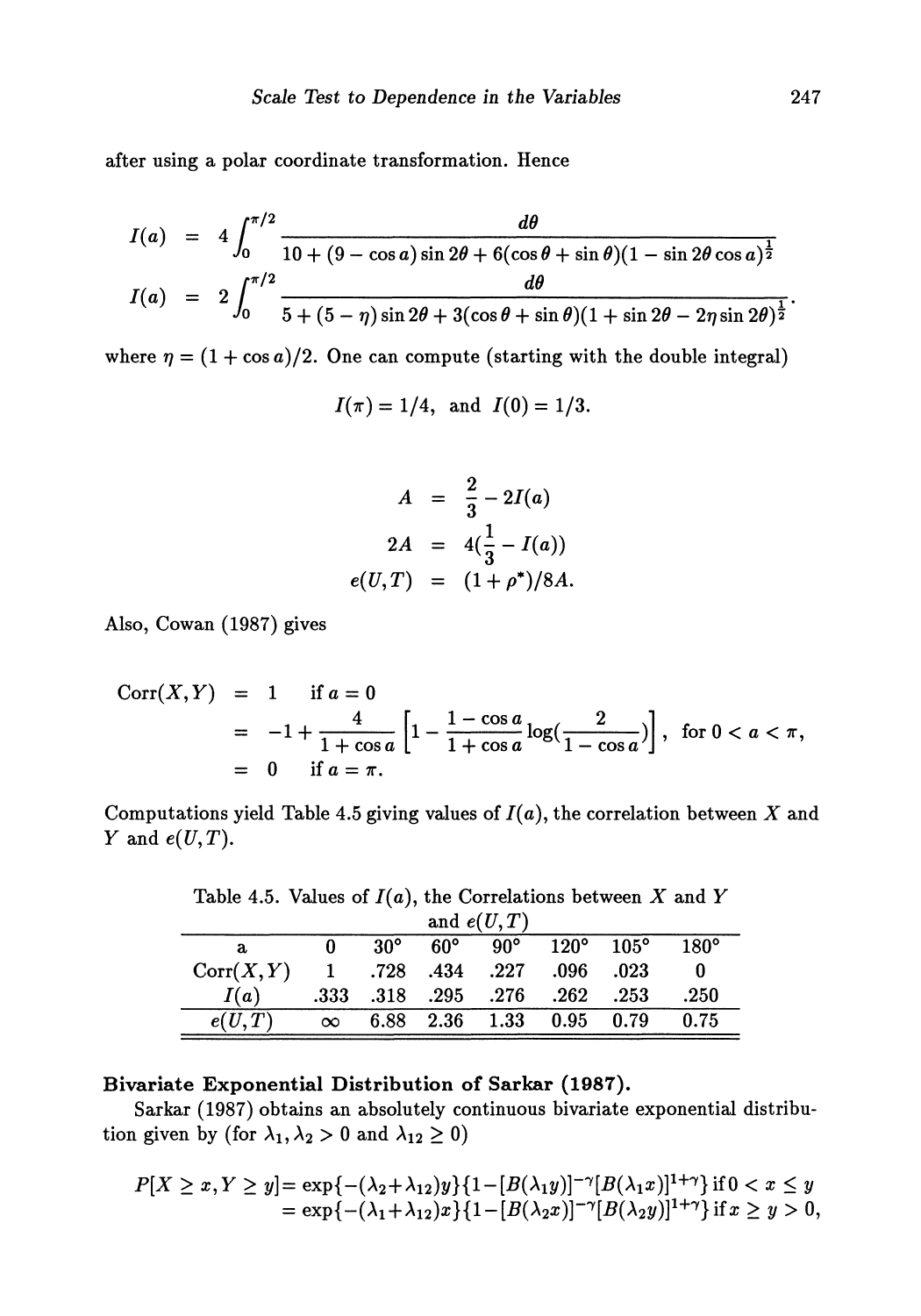after using a polar coordinate transformation. Hence

$$
\begin{aligned}
I(a) &= 4\int_0^{\pi/2} \frac{d\theta}{10 + (9-\cos a)\sin 2\theta + 6(\cos\theta + \sin\theta)(1 - \sin 2\theta \cos a)^{\frac{1}{2}}} \\
I(a) &= 2\int_0^{\pi/2} \frac{d\theta}{5 + (5-\eta)\sin 2\theta + 3(\cos\theta + \sin\theta)(1 + \sin 2\theta - 2\eta \sin 2\theta)^{\frac{1}{2}}}.
\end{aligned}
$$

where $\eta = (1 + \cos a)/2$. One can compute (starting with the double integral)

$$I(\pi) = 1/4, \text{ and } I(0) = 1/3.$$

$$
\begin{aligned}
A &= \frac{2}{3} - 2I(a) \\
2A &= 4(\frac{1}{3} - I(a)) \\
e(U,T) &= (1 + \rho^*)/8A.
\end{aligned}
$$

Also, Cowan (1987) gives

$$
\begin{aligned}
\text{Corr}(X,Y) &= 1 \quad \text{if } a = 0 \\
&= -1 + \frac{4}{1+\cos a}\left[1 - \frac{1-\cos a}{1+\cos a}\log(\frac{2}{1-\cos a})\right], \quad \text{for } 0 < a < \pi, \\
&= 0 \quad \text{if } a = \pi.
\end{aligned}
$$

Computations yield Table 4.5 giving values of $I(a)$, the correlation between $X$ and $Y$ and $e(U,T)$.

Table 4.5. Values of $I(a)$, the Correlations between $X$ and $Y$ and $e(U,T)$

| a | 0 | 30° | 60° | 90° | 120° | 105° | 180° |
|---|---|---|---|---|---|---|---|
| $\text{Corr}(X,Y)$ | 1 | .728 | .434 | .227 | .096 | .023 | 0 |
| $I(a)$ | .333 | .318 | .295 | .276 | .262 | .253 | .250 |
| $e(U,T)$ | $\infty$ | 6.88 | 2.36 | 1.33 | 0.95 | 0.79 | 0.75 |

**Bivariate Exponential Distribution of Sarkar (1987).**

Sarkar (1987) obtains an absolutely continuous bivariate exponential distribution given by (for $\lambda_1, \lambda_2 > 0$ and $\lambda_{12} \geq 0$)

$$
\begin{aligned}
P[X \geq x, Y \geq y] &= \exp\{-(\lambda_2+\lambda_{12})y\}\{1-[B(\lambda_1 y)]^{-\gamma}[B(\lambda_1 x)]^{1+\gamma}\} \text{ if } 0 < x \leq y \\
&= \exp\{-(\lambda_1+\lambda_{12})x\}\{1-[B(\lambda_2 x)]^{-\gamma}[B(\lambda_2 y)]^{1+\gamma}\} \text{ if } x \geq y > 0,
\end{aligned}
$$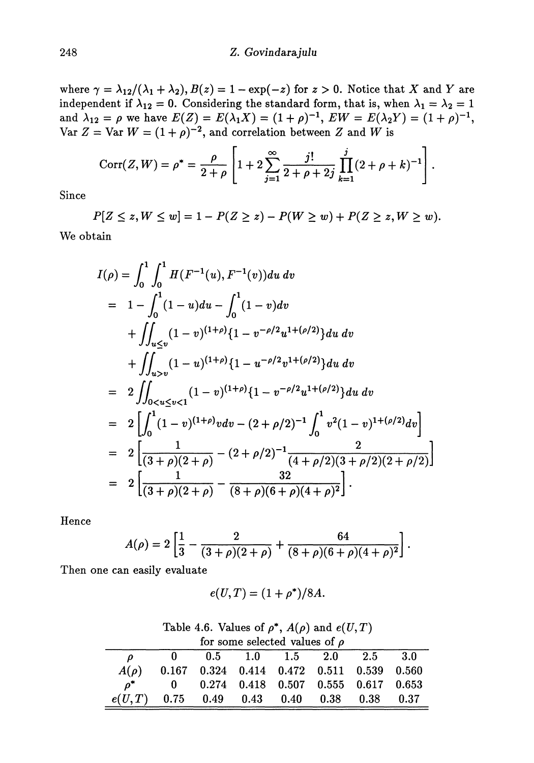where $\gamma = \lambda_{12}/(\lambda_1 + \lambda_2)$, $B(z) = 1 - \exp(-z)$ for $z > 0$. Notice that $X$ and $Y$ are independent if $\lambda_{12} = 0$. Considering the standard form, that is, when $\lambda_1 = \lambda_2 = 1$ and $\lambda_{12} = \rho$ we have $E(Z) = E(\lambda_1 X) = (1+\rho)^{-1}$, $EW = E(\lambda_2 Y) = (1+\rho)^{-1}$, $\operatorname{Var} Z = \operatorname{Var} W = (1+\rho)^{-2}$, and correlation between $Z$ and $W$ is

$$\operatorname{Corr}(Z, W) = \rho^* = \frac{\rho}{2+\rho}\left[1 + 2\sum_{j=1}^{\infty} \frac{j!}{2+\rho+2j} \prod_{k=1}^{j} (2+\rho+k)^{-1}\right].$$

Since

$$P[Z \le z, W \le w] = 1 - P(Z \ge z) - P(W \ge w) + P(Z \ge z, W \ge w).$$

We obtain

$$\begin{aligned}
I(\rho) &= \int_0^1 \int_0^1 H(F^{-1}(u), F^{-1}(v))du\, dv \\
&= 1 - \int_0^1 (1-u)du - \int_0^1 (1-v)dv \\
&\quad + \iint_{u \le v} (1-v)^{(1+\rho)}\{1 - v^{-\rho/2} u^{1+(\rho/2)}\}du\, dv \\
&\quad + \iint_{u > v} (1-u)^{(1+\rho)}\{1 - u^{-\rho/2} v^{1+(\rho/2)}\}du\, dv \\
&= 2\iint_{0 < u \le v < 1} (1-v)^{(1+\rho)}\{1 - v^{-\rho/2} u^{1+(\rho/2)}\}du\, dv \\
&= 2\left[\int_0^1 (1-v)^{(1+\rho)} v\, dv - (2+\rho/2)^{-1} \int_0^1 v^2 (1-v)^{1+(\rho/2)} dv\right] \\
&= 2\left[\frac{1}{(3+\rho)(2+\rho)} - (2+\rho/2)^{-1} \frac{2}{(4+\rho/2)(3+\rho/2)(2+\rho/2)}\right] \\
&= 2\left[\frac{1}{(3+\rho)(2+\rho)} - \frac{32}{(8+\rho)(6+\rho)(4+\rho)^2}\right].
\end{aligned}$$

Hence

$$A(\rho) = 2\left[\frac{1}{3} - \frac{2}{(3+\rho)(2+\rho)} + \frac{64}{(8+\rho)(6+\rho)(4+\rho)^2}\right].$$

Then one can easily evaluate

$$e(U, T) = (1+\rho^*)/8A.$$

Table 4.6. Values of $\rho^*$, $A(\rho)$ and $e(U,T)$ for some selected values of $\rho$

| $\rho$ | 0 | 0.5 | 1.0 | 1.5 | 2.0 | 2.5 | 3.0 |
|---|---|---|---|---|---|---|---|
| $A(\rho)$ | 0.167 | 0.324 | 0.414 | 0.472 | 0.511 | 0.539 | 0.560 |
| $\rho^*$ | 0 | 0.274 | 0.418 | 0.507 | 0.555 | 0.617 | 0.653 |
| $e(U,T)$ | 0.75 | 0.49 | 0.43 | 0.40 | 0.38 | 0.38 | 0.37 |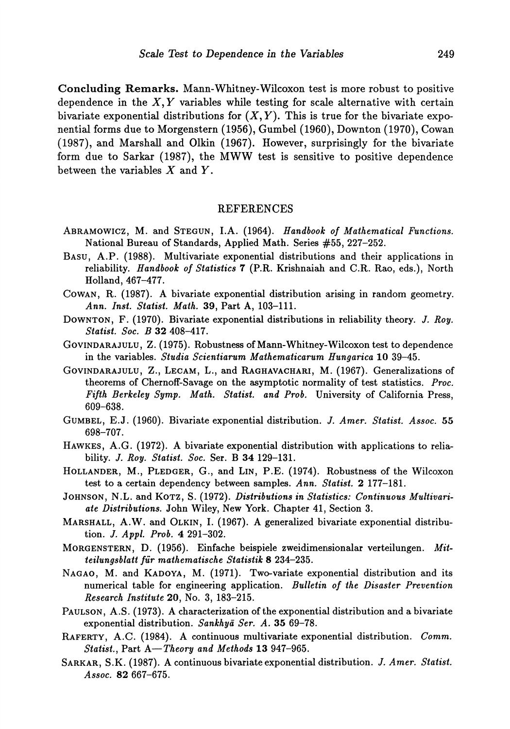**Concluding Remarks.** Mann-Whitney-Wilcoxon test is more robust to positive dependence in the $X, Y$ variables while testing for scale alternative with certain bivariate exponential distributions for $(X, Y)$. This is true for the bivariate exponential forms due to Morgenstern (1956), Gumbel (1960), Downton (1970), Cowan (1987), and Marshall and Olkin (1967). However, surprisingly for the bivariate form due to Sarkar (1987), the MWW test is sensitive to positive dependence between the variables $X$ and $Y$.

## REFERENCES

ABRAMOWICZ, M. and STEGUN, I.A. (1964). *Handbook of Mathematical Functions.* National Bureau of Standards, Applied Math. Series #55, 227–252.

BASU, A.P. (1988). Multivariate exponential distributions and their applications in reliability. *Handbook of Statistics* **7** (P.R. Krishnaiah and C.R. Rao, eds.), North Holland, 467–477.

COWAN, R. (1987). A bivariate exponential distribution arising in random geometry. *Ann. Inst. Statist. Math.* **39**, Part A, 103–111.

DOWNTON, F. (1970). Bivariate exponential distributions in reliability theory. *J. Roy. Statist. Soc. B* **32** 408–417.

GOVINDARAJULU, Z. (1975). Robustness of Mann-Whitney-Wilcoxon test to dependence in the variables. *Studia Scientiarum Mathematicarum Hungarica* **10** 39–45.

GOVINDARAJULU, Z., LECAM, L., and RAGHAVACHARI, M. (1967). Generalizations of theorems of Chernoff-Savage on the asymptotic normality of test statistics. *Proc. Fifth Berkeley Symp. Math. Statist. and Prob.* University of California Press, 609–638.

GUMBEL, E.J. (1960). Bivariate exponential distribution. *J. Amer. Statist. Assoc.* **55** 698–707.

HAWKES, A.G. (1972). A bivariate exponential distribution with applications to reliability. *J. Roy. Statist. Soc.* Ser. B **34** 129–131.

HOLLANDER, M., PLEDGER, G., and LIN, P.E. (1974). Robustness of the Wilcoxon test to a certain dependency between samples. *Ann. Statist.* **2** 177–181.

JOHNSON, N.L. and KOTZ, S. (1972). *Distributions in Statistics: Continuous Multivariate Distributions.* John Wiley, New York. Chapter 41, Section 3.

MARSHALL, A.W. and OLKIN, I. (1967). A generalized bivariate exponential distribution. *J. Appl. Prob.* **4** 291–302.

MORGENSTERN, D. (1956). Einfache beispiele zweidimensionalar verteilungen. *Mitteilungsblatt für mathematische Statistik* **8** 234–235.

NAGAO, M. and KADOYA, M. (1971). Two-variate exponential distribution and its numerical table for engineering application. *Bulletin of the Disaster Prevention Research Institute* **20**, No. 3, 183–215.

PAULSON, A.S. (1973). A characterization of the exponential distribution and a bivariate exponential distribution. *Sankhyā Ser. A.* **35** 69–78.

RAFERTY, A.C. (1984). A continuous multivariate exponential distribution. *Comm. Statist.*, Part A—*Theory and Methods* **13** 947–965.

SARKAR, S.K. (1987). A continuous bivariate exponential distribution. *J. Amer. Statist. Assoc.* **82** 667–675.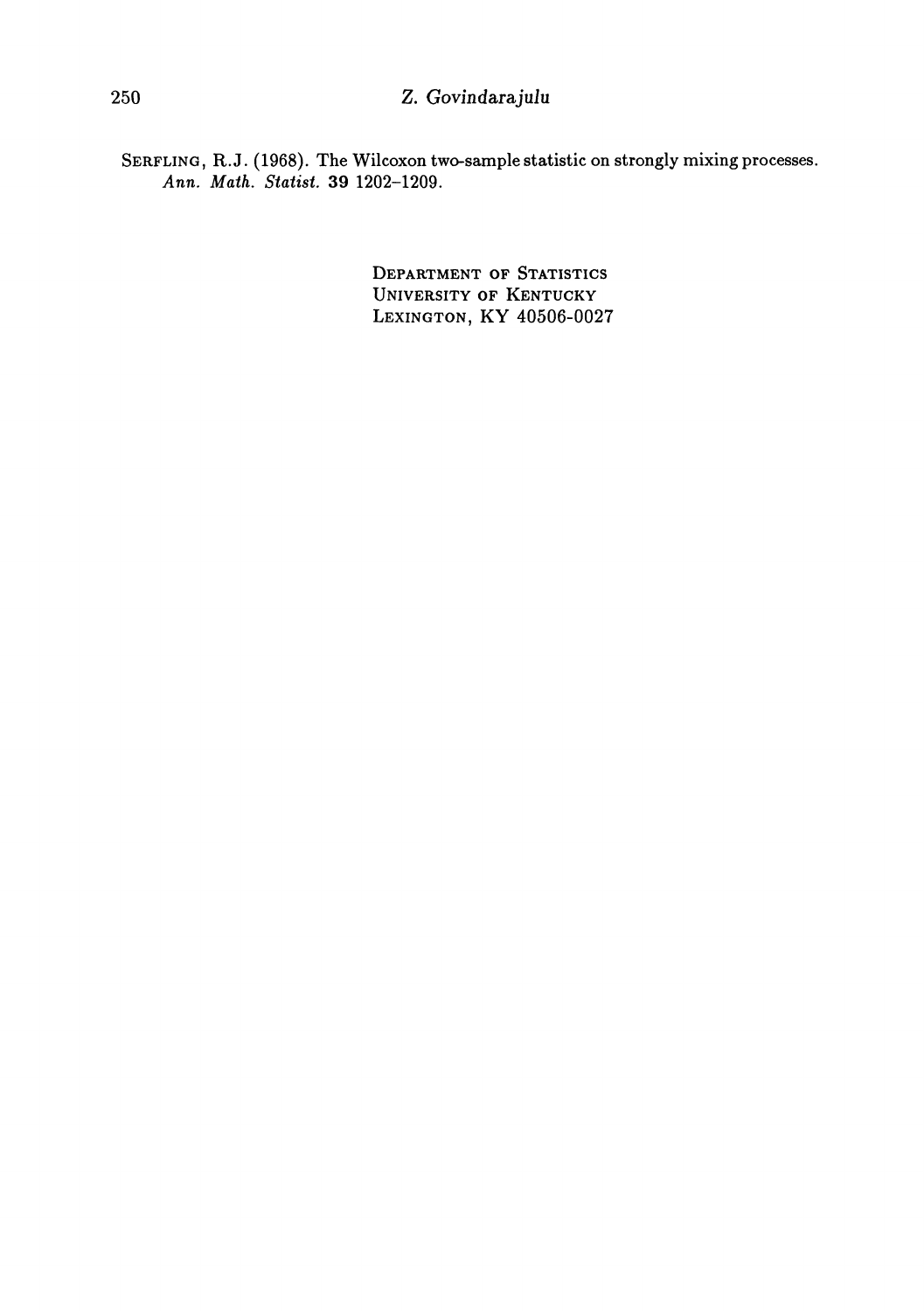SERFLING, R.J. (1968). The Wilcoxon two-sample statistic on strongly mixing processes. *Ann. Math. Statist.* **39** 1202–1209.

DEPARTMENT OF STATISTICS
UNIVERSITY OF KENTUCKY
LEXINGTON, KY 40506-0027